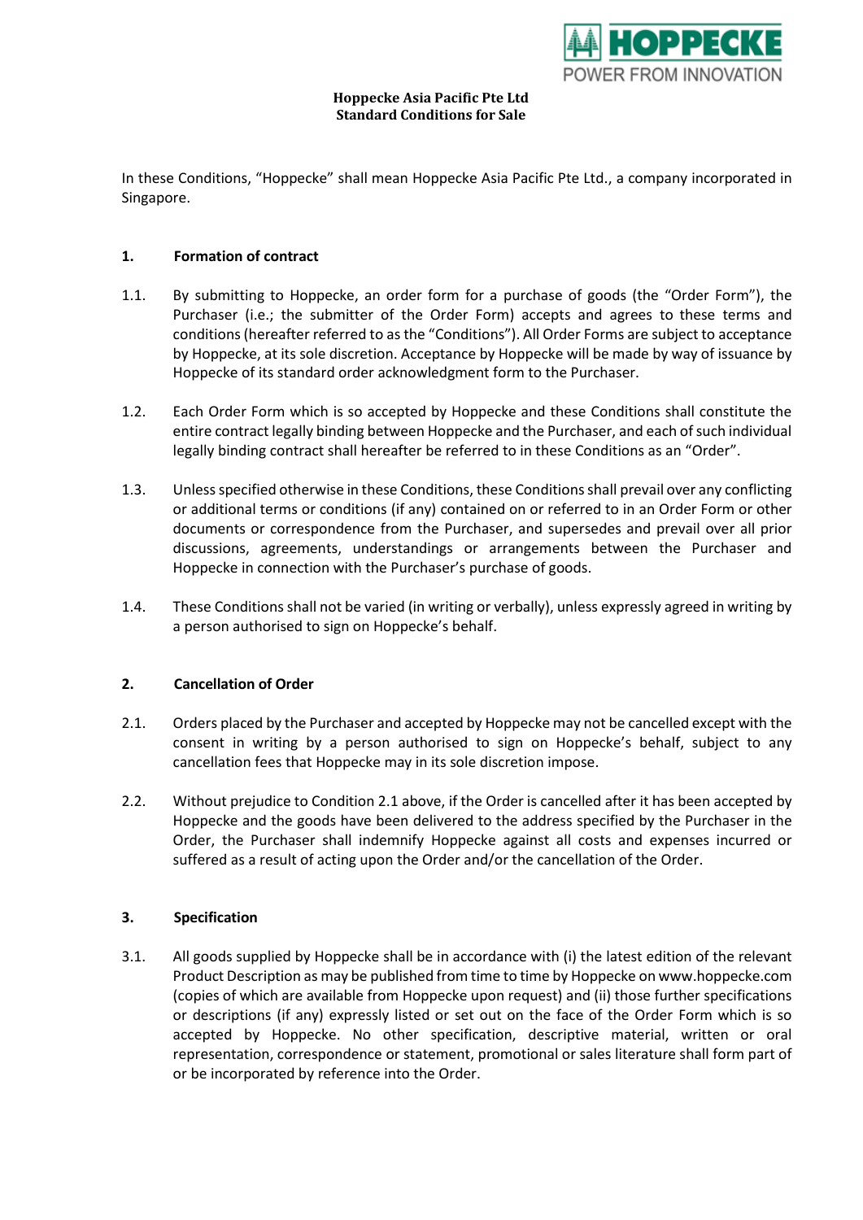**Hoppecke Asia Pacific Pte Ltd**
**Standard Conditions for Sale**

In these Conditions, "Hoppecke" shall mean Hoppecke Asia Pacific Pte Ltd., a company incorporated in Singapore.

## 1. Formation of contract

1.1. By submitting to Hoppecke, an order form for a purchase of goods (the "Order Form"), the Purchaser (i.e.; the submitter of the Order Form) accepts and agrees to these terms and conditions (hereafter referred to as the "Conditions"). All Order Forms are subject to acceptance by Hoppecke, at its sole discretion. Acceptance by Hoppecke will be made by way of issuance by Hoppecke of its standard order acknowledgment form to the Purchaser.

1.2. Each Order Form which is so accepted by Hoppecke and these Conditions shall constitute the entire contract legally binding between Hoppecke and the Purchaser, and each of such individual legally binding contract shall hereafter be referred to in these Conditions as an "Order".

1.3. Unless specified otherwise in these Conditions, these Conditions shall prevail over any conflicting or additional terms or conditions (if any) contained on or referred to in an Order Form or other documents or correspondence from the Purchaser, and supersedes and prevail over all prior discussions, agreements, understandings or arrangements between the Purchaser and Hoppecke in connection with the Purchaser's purchase of goods.

1.4. These Conditions shall not be varied (in writing or verbally), unless expressly agreed in writing by a person authorised to sign on Hoppecke's behalf.

## 2. Cancellation of Order

2.1. Orders placed by the Purchaser and accepted by Hoppecke may not be cancelled except with the consent in writing by a person authorised to sign on Hoppecke's behalf, subject to any cancellation fees that Hoppecke may in its sole discretion impose.

2.2. Without prejudice to Condition 2.1 above, if the Order is cancelled after it has been accepted by Hoppecke and the goods have been delivered to the address specified by the Purchaser in the Order, the Purchaser shall indemnify Hoppecke against all costs and expenses incurred or suffered as a result of acting upon the Order and/or the cancellation of the Order.

## 3. Specification

3.1. All goods supplied by Hoppecke shall be in accordance with (i) the latest edition of the relevant Product Description as may be published from time to time by Hoppecke on www.hoppecke.com (copies of which are available from Hoppecke upon request) and (ii) those further specifications or descriptions (if any) expressly listed or set out on the face of the Order Form which is so accepted by Hoppecke. No other specification, descriptive material, written or oral representation, correspondence or statement, promotional or sales literature shall form part of or be incorporated by reference into the Order.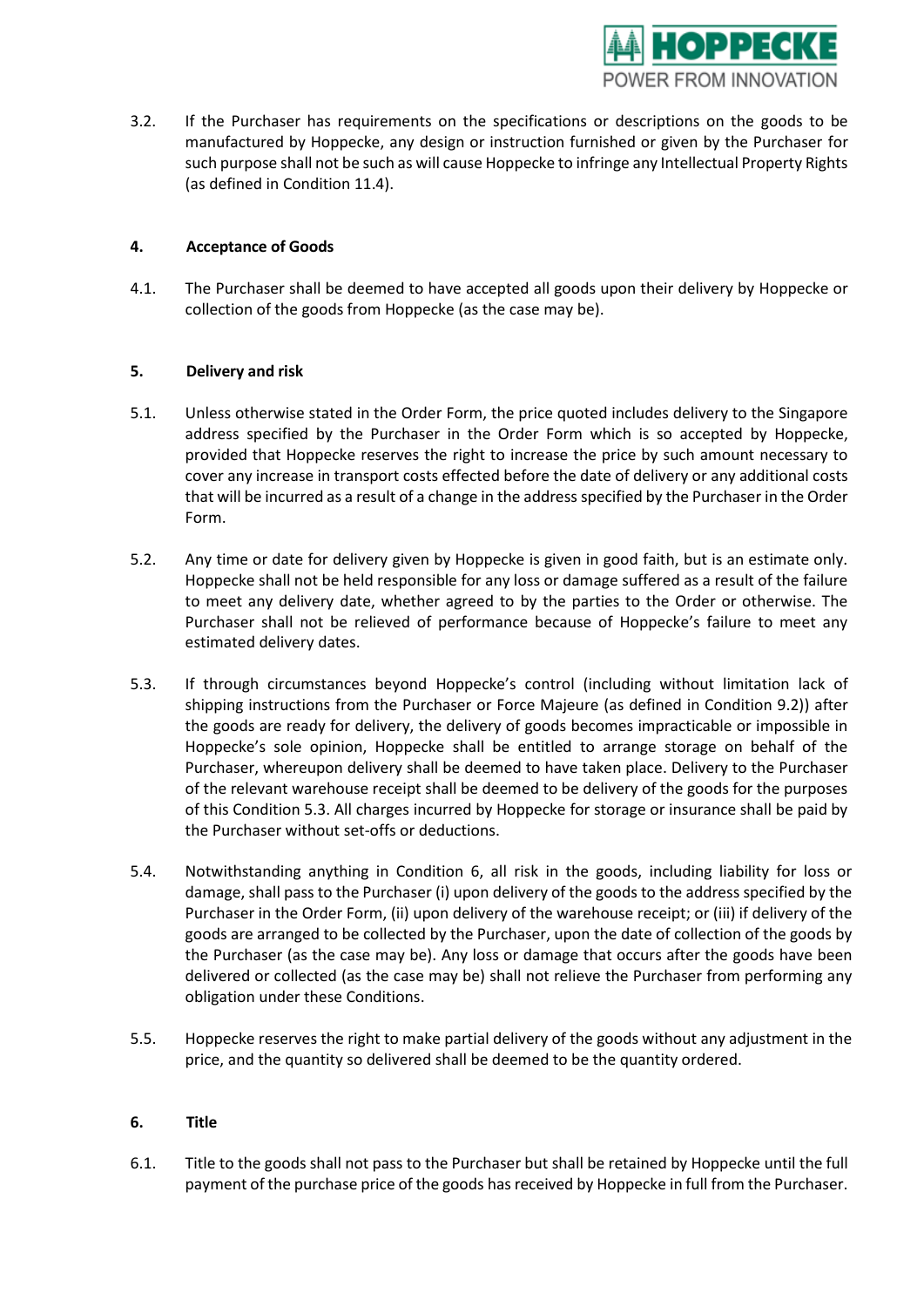3.2. If the Purchaser has requirements on the specifications or descriptions on the goods to be manufactured by Hoppecke, any design or instruction furnished or given by the Purchaser for such purpose shall not be such as will cause Hoppecke to infringe any Intellectual Property Rights (as defined in Condition 11.4).

**4. Acceptance of Goods**

4.1. The Purchaser shall be deemed to have accepted all goods upon their delivery by Hoppecke or collection of the goods from Hoppecke (as the case may be).

**5. Delivery and risk**

5.1. Unless otherwise stated in the Order Form, the price quoted includes delivery to the Singapore address specified by the Purchaser in the Order Form which is so accepted by Hoppecke, provided that Hoppecke reserves the right to increase the price by such amount necessary to cover any increase in transport costs effected before the date of delivery or any additional costs that will be incurred as a result of a change in the address specified by the Purchaser in the Order Form.

5.2. Any time or date for delivery given by Hoppecke is given in good faith, but is an estimate only. Hoppecke shall not be held responsible for any loss or damage suffered as a result of the failure to meet any delivery date, whether agreed to by the parties to the Order or otherwise. The Purchaser shall not be relieved of performance because of Hoppecke's failure to meet any estimated delivery dates.

5.3. If through circumstances beyond Hoppecke's control (including without limitation lack of shipping instructions from the Purchaser or Force Majeure (as defined in Condition 9.2)) after the goods are ready for delivery, the delivery of goods becomes impracticable or impossible in Hoppecke's sole opinion, Hoppecke shall be entitled to arrange storage on behalf of the Purchaser, whereupon delivery shall be deemed to have taken place. Delivery to the Purchaser of the relevant warehouse receipt shall be deemed to be delivery of the goods for the purposes of this Condition 5.3. All charges incurred by Hoppecke for storage or insurance shall be paid by the Purchaser without set-offs or deductions.

5.4. Notwithstanding anything in Condition 6, all risk in the goods, including liability for loss or damage, shall pass to the Purchaser (i) upon delivery of the goods to the address specified by the Purchaser in the Order Form, (ii) upon delivery of the warehouse receipt; or (iii) if delivery of the goods are arranged to be collected by the Purchaser, upon the date of collection of the goods by the Purchaser (as the case may be). Any loss or damage that occurs after the goods have been delivered or collected (as the case may be) shall not relieve the Purchaser from performing any obligation under these Conditions.

5.5. Hoppecke reserves the right to make partial delivery of the goods without any adjustment in the price, and the quantity so delivered shall be deemed to be the quantity ordered.

**6. Title**

6.1. Title to the goods shall not pass to the Purchaser but shall be retained by Hoppecke until the full payment of the purchase price of the goods has received by Hoppecke in full from the Purchaser.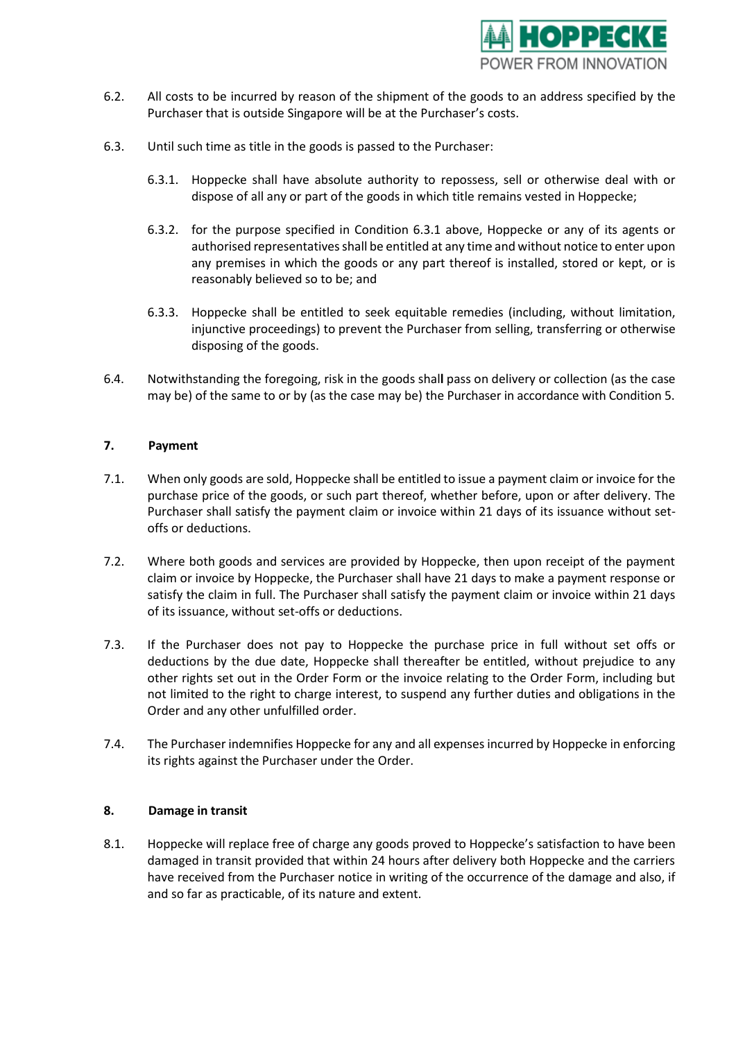6.2. All costs to be incurred by reason of the shipment of the goods to an address specified by the Purchaser that is outside Singapore will be at the Purchaser's costs.

6.3. Until such time as title in the goods is passed to the Purchaser:

6.3.1. Hoppecke shall have absolute authority to repossess, sell or otherwise deal with or dispose of all any or part of the goods in which title remains vested in Hoppecke;

6.3.2. for the purpose specified in Condition 6.3.1 above, Hoppecke or any of its agents or authorised representatives shall be entitled at any time and without notice to enter upon any premises in which the goods or any part thereof is installed, stored or kept, or is reasonably believed so to be; and

6.3.3. Hoppecke shall be entitled to seek equitable remedies (including, without limitation, injunctive proceedings) to prevent the Purchaser from selling, transferring or otherwise disposing of the goods.

6.4. Notwithstanding the foregoing, risk in the goods shall pass on delivery or collection (as the case may be) of the same to or by (as the case may be) the Purchaser in accordance with Condition 5.

## 7. Payment

7.1. When only goods are sold, Hoppecke shall be entitled to issue a payment claim or invoice for the purchase price of the goods, or such part thereof, whether before, upon or after delivery. The Purchaser shall satisfy the payment claim or invoice within 21 days of its issuance without set-offs or deductions.

7.2. Where both goods and services are provided by Hoppecke, then upon receipt of the payment claim or invoice by Hoppecke, the Purchaser shall have 21 days to make a payment response or satisfy the claim in full. The Purchaser shall satisfy the payment claim or invoice within 21 days of its issuance, without set-offs or deductions.

7.3. If the Purchaser does not pay to Hoppecke the purchase price in full without set offs or deductions by the due date, Hoppecke shall thereafter be entitled, without prejudice to any other rights set out in the Order Form or the invoice relating to the Order Form, including but not limited to the right to charge interest, to suspend any further duties and obligations in the Order and any other unfulfilled order.

7.4. The Purchaser indemnifies Hoppecke for any and all expenses incurred by Hoppecke in enforcing its rights against the Purchaser under the Order.

## 8. Damage in transit

8.1. Hoppecke will replace free of charge any goods proved to Hoppecke's satisfaction to have been damaged in transit provided that within 24 hours after delivery both Hoppecke and the carriers have received from the Purchaser notice in writing of the occurrence of the damage and also, if and so far as practicable, of its nature and extent.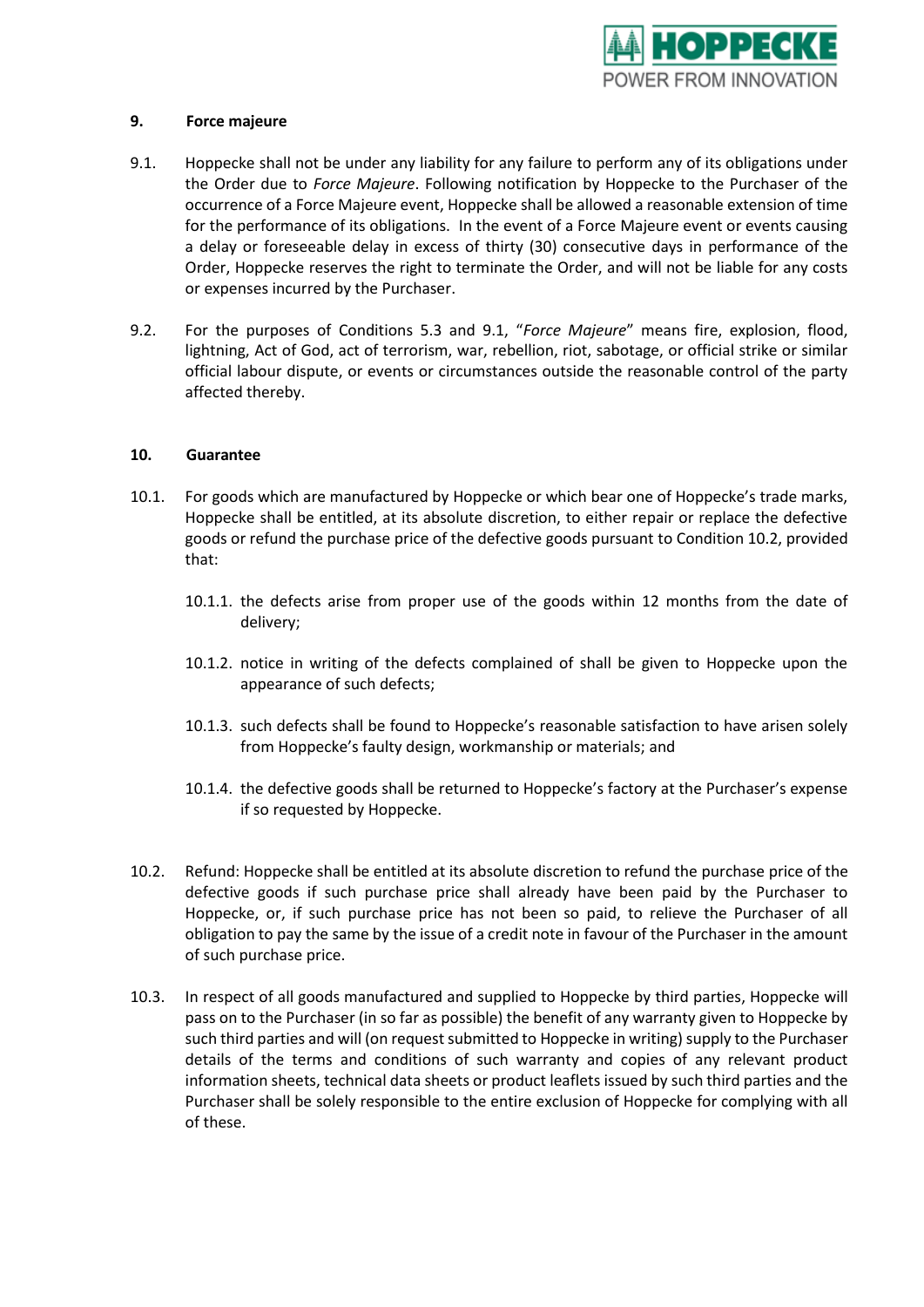## 9. Force majeure

9.1. Hoppecke shall not be under any liability for any failure to perform any of its obligations under the Order due to *Force Majeure*. Following notification by Hoppecke to the Purchaser of the occurrence of a Force Majeure event, Hoppecke shall be allowed a reasonable extension of time for the performance of its obligations. In the event of a Force Majeure event or events causing a delay or foreseeable delay in excess of thirty (30) consecutive days in performance of the Order, Hoppecke reserves the right to terminate the Order, and will not be liable for any costs or expenses incurred by the Purchaser.

9.2. For the purposes of Conditions 5.3 and 9.1, "*Force Majeure*" means fire, explosion, flood, lightning, Act of God, act of terrorism, war, rebellion, riot, sabotage, or official strike or similar official labour dispute, or events or circumstances outside the reasonable control of the party affected thereby.

## 10. Guarantee

10.1. For goods which are manufactured by Hoppecke or which bear one of Hoppecke's trade marks, Hoppecke shall be entitled, at its absolute discretion, to either repair or replace the defective goods or refund the purchase price of the defective goods pursuant to Condition 10.2, provided that:

10.1.1. the defects arise from proper use of the goods within 12 months from the date of delivery;

10.1.2. notice in writing of the defects complained of shall be given to Hoppecke upon the appearance of such defects;

10.1.3. such defects shall be found to Hoppecke's reasonable satisfaction to have arisen solely from Hoppecke's faulty design, workmanship or materials; and

10.1.4. the defective goods shall be returned to Hoppecke's factory at the Purchaser's expense if so requested by Hoppecke.

10.2. Refund: Hoppecke shall be entitled at its absolute discretion to refund the purchase price of the defective goods if such purchase price shall already have been paid by the Purchaser to Hoppecke, or, if such purchase price has not been so paid, to relieve the Purchaser of all obligation to pay the same by the issue of a credit note in favour of the Purchaser in the amount of such purchase price.

10.3. In respect of all goods manufactured and supplied to Hoppecke by third parties, Hoppecke will pass on to the Purchaser (in so far as possible) the benefit of any warranty given to Hoppecke by such third parties and will (on request submitted to Hoppecke in writing) supply to the Purchaser details of the terms and conditions of such warranty and copies of any relevant product information sheets, technical data sheets or product leaflets issued by such third parties and the Purchaser shall be solely responsible to the entire exclusion of Hoppecke for complying with all of these.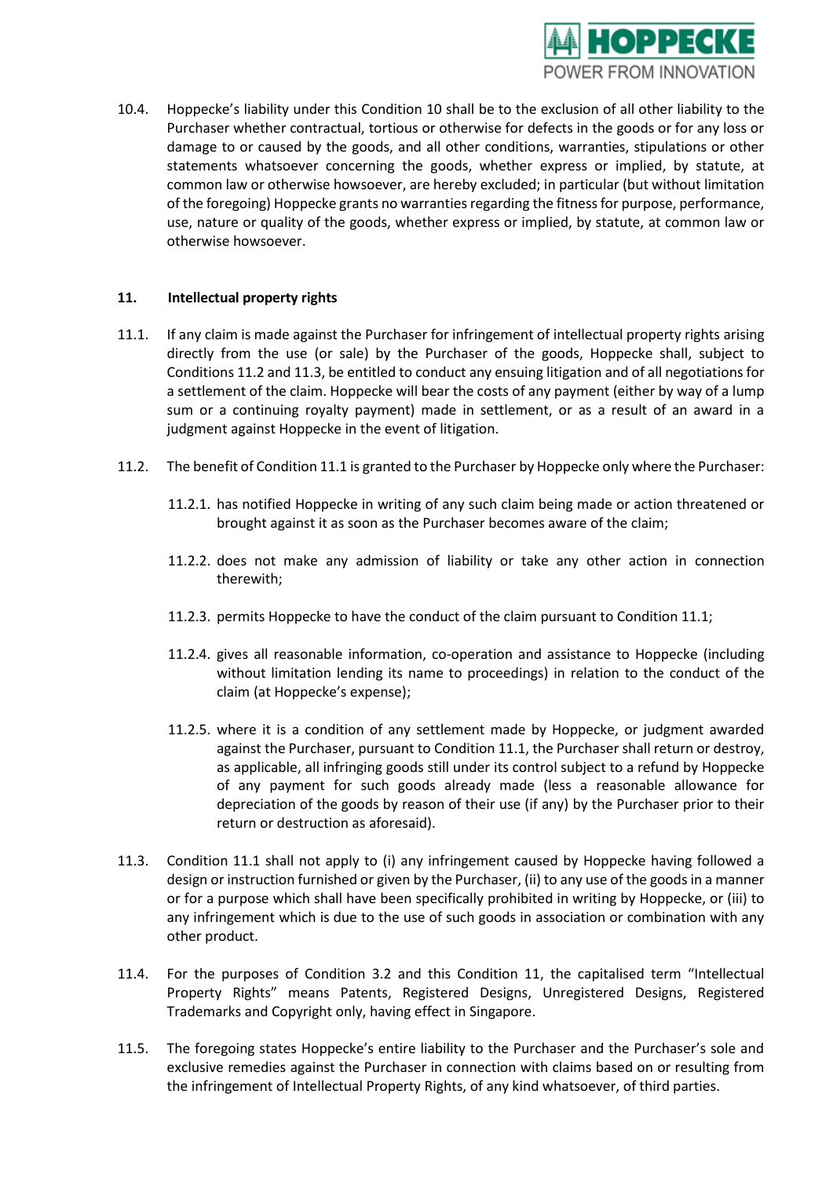10.4. Hoppecke's liability under this Condition 10 shall be to the exclusion of all other liability to the Purchaser whether contractual, tortious or otherwise for defects in the goods or for any loss or damage to or caused by the goods, and all other conditions, warranties, stipulations or other statements whatsoever concerning the goods, whether express or implied, by statute, at common law or otherwise howsoever, are hereby excluded; in particular (but without limitation of the foregoing) Hoppecke grants no warranties regarding the fitness for purpose, performance, use, nature or quality of the goods, whether express or implied, by statute, at common law or otherwise howsoever.

## 11. Intellectual property rights

11.1. If any claim is made against the Purchaser for infringement of intellectual property rights arising directly from the use (or sale) by the Purchaser of the goods, Hoppecke shall, subject to Conditions 11.2 and 11.3, be entitled to conduct any ensuing litigation and of all negotiations for a settlement of the claim. Hoppecke will bear the costs of any payment (either by way of a lump sum or a continuing royalty payment) made in settlement, or as a result of an award in a judgment against Hoppecke in the event of litigation.

11.2. The benefit of Condition 11.1 is granted to the Purchaser by Hoppecke only where the Purchaser:

11.2.1. has notified Hoppecke in writing of any such claim being made or action threatened or brought against it as soon as the Purchaser becomes aware of the claim;

11.2.2. does not make any admission of liability or take any other action in connection therewith;

11.2.3. permits Hoppecke to have the conduct of the claim pursuant to Condition 11.1;

11.2.4. gives all reasonable information, co-operation and assistance to Hoppecke (including without limitation lending its name to proceedings) in relation to the conduct of the claim (at Hoppecke's expense);

11.2.5. where it is a condition of any settlement made by Hoppecke, or judgment awarded against the Purchaser, pursuant to Condition 11.1, the Purchaser shall return or destroy, as applicable, all infringing goods still under its control subject to a refund by Hoppecke of any payment for such goods already made (less a reasonable allowance for depreciation of the goods by reason of their use (if any) by the Purchaser prior to their return or destruction as aforesaid).

11.3. Condition 11.1 shall not apply to (i) any infringement caused by Hoppecke having followed a design or instruction furnished or given by the Purchaser, (ii) to any use of the goods in a manner or for a purpose which shall have been specifically prohibited in writing by Hoppecke, or (iii) to any infringement which is due to the use of such goods in association or combination with any other product.

11.4. For the purposes of Condition 3.2 and this Condition 11, the capitalised term "Intellectual Property Rights" means Patents, Registered Designs, Unregistered Designs, Registered Trademarks and Copyright only, having effect in Singapore.

11.5. The foregoing states Hoppecke's entire liability to the Purchaser and the Purchaser's sole and exclusive remedies against the Purchaser in connection with claims based on or resulting from the infringement of Intellectual Property Rights, of any kind whatsoever, of third parties.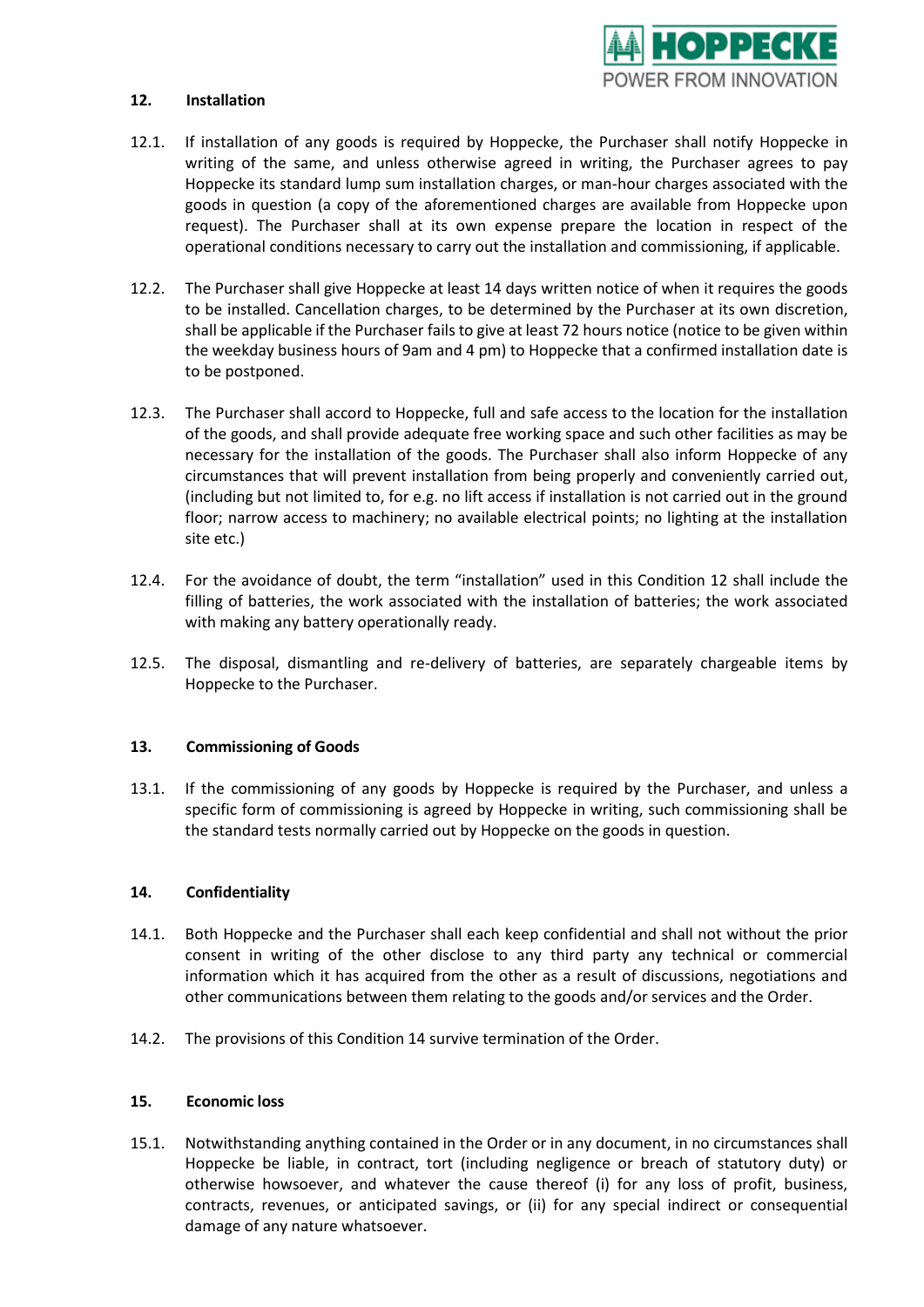## 12. Installation

12.1. If installation of any goods is required by Hoppecke, the Purchaser shall notify Hoppecke in writing of the same, and unless otherwise agreed in writing, the Purchaser agrees to pay Hoppecke its standard lump sum installation charges, or man-hour charges associated with the goods in question (a copy of the aforementioned charges are available from Hoppecke upon request). The Purchaser shall at its own expense prepare the location in respect of the operational conditions necessary to carry out the installation and commissioning, if applicable.

12.2. The Purchaser shall give Hoppecke at least 14 days written notice of when it requires the goods to be installed. Cancellation charges, to be determined by the Purchaser at its own discretion, shall be applicable if the Purchaser fails to give at least 72 hours notice (notice to be given within the weekday business hours of 9am and 4 pm) to Hoppecke that a confirmed installation date is to be postponed.

12.3. The Purchaser shall accord to Hoppecke, full and safe access to the location for the installation of the goods, and shall provide adequate free working space and such other facilities as may be necessary for the installation of the goods. The Purchaser shall also inform Hoppecke of any circumstances that will prevent installation from being properly and conveniently carried out, (including but not limited to, for e.g. no lift access if installation is not carried out in the ground floor; narrow access to machinery; no available electrical points; no lighting at the installation site etc.)

12.4. For the avoidance of doubt, the term "installation" used in this Condition 12 shall include the filling of batteries, the work associated with the installation of batteries; the work associated with making any battery operationally ready.

12.5. The disposal, dismantling and re-delivery of batteries, are separately chargeable items by Hoppecke to the Purchaser.

## 13. Commissioning of Goods

13.1. If the commissioning of any goods by Hoppecke is required by the Purchaser, and unless a specific form of commissioning is agreed by Hoppecke in writing, such commissioning shall be the standard tests normally carried out by Hoppecke on the goods in question.

## 14. Confidentiality

14.1. Both Hoppecke and the Purchaser shall each keep confidential and shall not without the prior consent in writing of the other disclose to any third party any technical or commercial information which it has acquired from the other as a result of discussions, negotiations and other communications between them relating to the goods and/or services and the Order.

14.2. The provisions of this Condition 14 survive termination of the Order.

## 15. Economic loss

15.1. Notwithstanding anything contained in the Order or in any document, in no circumstances shall Hoppecke be liable, in contract, tort (including negligence or breach of statutory duty) or otherwise howsoever, and whatever the cause thereof (i) for any loss of profit, business, contracts, revenues, or anticipated savings, or (ii) for any special indirect or consequential damage of any nature whatsoever.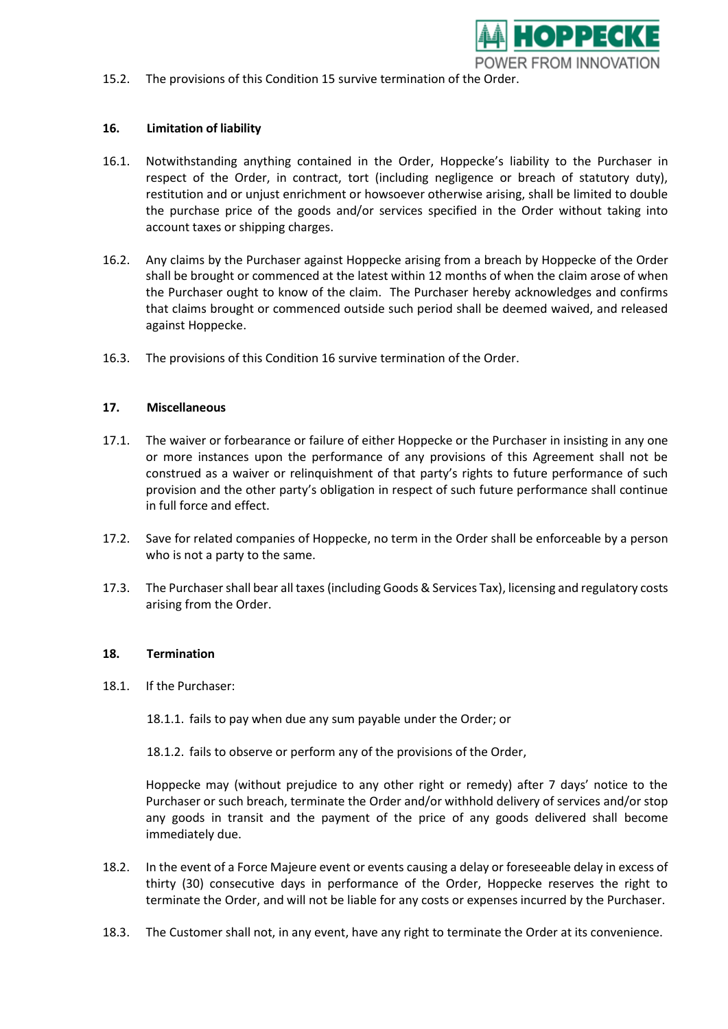15.2. The provisions of this Condition 15 survive termination of the Order.

## 16. Limitation of liability

16.1. Notwithstanding anything contained in the Order, Hoppecke's liability to the Purchaser in respect of the Order, in contract, tort (including negligence or breach of statutory duty), restitution and or unjust enrichment or howsoever otherwise arising, shall be limited to double the purchase price of the goods and/or services specified in the Order without taking into account taxes or shipping charges.

16.2. Any claims by the Purchaser against Hoppecke arising from a breach by Hoppecke of the Order shall be brought or commenced at the latest within 12 months of when the claim arose of when the Purchaser ought to know of the claim. The Purchaser hereby acknowledges and confirms that claims brought or commenced outside such period shall be deemed waived, and released against Hoppecke.

16.3. The provisions of this Condition 16 survive termination of the Order.

## 17. Miscellaneous

17.1. The waiver or forbearance or failure of either Hoppecke or the Purchaser in insisting in any one or more instances upon the performance of any provisions of this Agreement shall not be construed as a waiver or relinquishment of that party's rights to future performance of such provision and the other party's obligation in respect of such future performance shall continue in full force and effect.

17.2. Save for related companies of Hoppecke, no term in the Order shall be enforceable by a person who is not a party to the same.

17.3. The Purchaser shall bear all taxes (including Goods & Services Tax), licensing and regulatory costs arising from the Order.

## 18. Termination

18.1. If the Purchaser:

18.1.1. fails to pay when due any sum payable under the Order; or

18.1.2. fails to observe or perform any of the provisions of the Order,

Hoppecke may (without prejudice to any other right or remedy) after 7 days' notice to the Purchaser or such breach, terminate the Order and/or withhold delivery of services and/or stop any goods in transit and the payment of the price of any goods delivered shall become immediately due.

18.2. In the event of a Force Majeure event or events causing a delay or foreseeable delay in excess of thirty (30) consecutive days in performance of the Order, Hoppecke reserves the right to terminate the Order, and will not be liable for any costs or expenses incurred by the Purchaser.

18.3. The Customer shall not, in any event, have any right to terminate the Order at its convenience.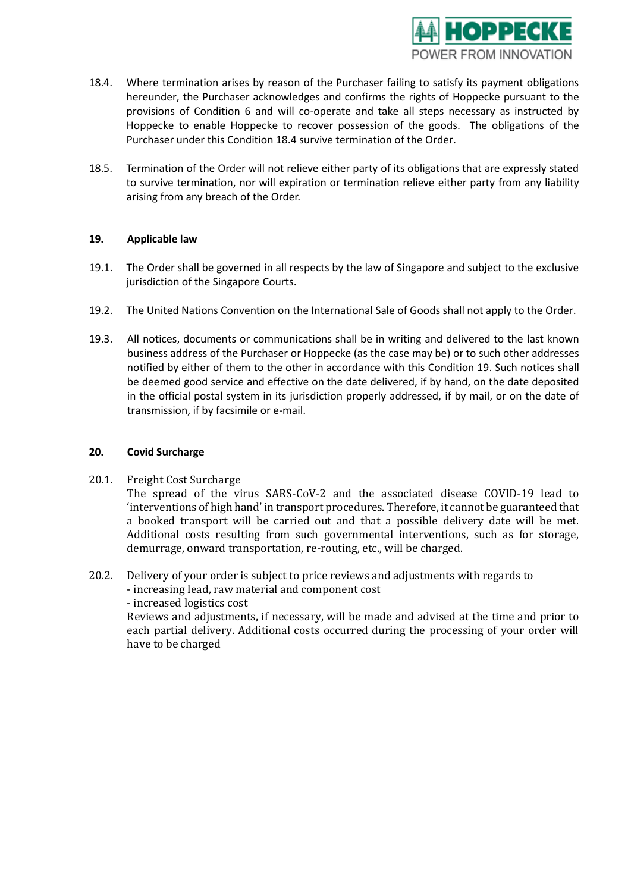18.4. Where termination arises by reason of the Purchaser failing to satisfy its payment obligations hereunder, the Purchaser acknowledges and confirms the rights of Hoppecke pursuant to the provisions of Condition 6 and will co-operate and take all steps necessary as instructed by Hoppecke to enable Hoppecke to recover possession of the goods. The obligations of the Purchaser under this Condition 18.4 survive termination of the Order.

18.5. Termination of the Order will not relieve either party of its obligations that are expressly stated to survive termination, nor will expiration or termination relieve either party from any liability arising from any breach of the Order.

**19. Applicable law**

19.1. The Order shall be governed in all respects by the law of Singapore and subject to the exclusive jurisdiction of the Singapore Courts.

19.2. The United Nations Convention on the International Sale of Goods shall not apply to the Order.

19.3. All notices, documents or communications shall be in writing and delivered to the last known business address of the Purchaser or Hoppecke (as the case may be) or to such other addresses notified by either of them to the other in accordance with this Condition 19. Such notices shall be deemed good service and effective on the date delivered, if by hand, on the date deposited in the official postal system in its jurisdiction properly addressed, if by mail, or on the date of transmission, if by facsimile or e-mail.

**20. Covid Surcharge**

20.1. Freight Cost Surcharge
The spread of the virus SARS-CoV-2 and the associated disease COVID-19 lead to 'interventions of high hand' in transport procedures. Therefore, it cannot be guaranteed that a booked transport will be carried out and that a possible delivery date will be met. Additional costs resulting from such governmental interventions, such as for storage, demurrage, onward transportation, re-routing, etc., will be charged.

20.2. Delivery of your order is subject to price reviews and adjustments with regards to
- increasing lead, raw material and component cost
- increased logistics cost
Reviews and adjustments, if necessary, will be made and advised at the time and prior to each partial delivery. Additional costs occurred during the processing of your order will have to be charged